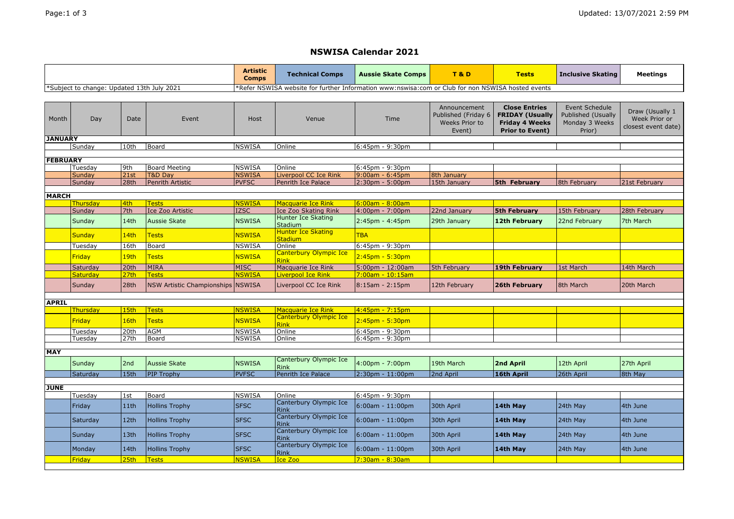# NSWISA Calendar 2021

| | Artistic Comps | Technical Comps | Aussie Skate Comps | T & D | Tests | Inclusive Skating | Meetings |
|---|---|---|---|---|---|---|---|
| *Subject to change: Updated 13th July 2021 | *Refer NSWISA website for further Information www:nswisa:com or Club for non NSWISA hosted events | | | | | | |

| Month | Day | Date | Event | Host | Venue | Time | Announcement Published (Friday 6 Weeks Prior to Event) | **Close Entries FRIDAY (Usually Friday 4 Weeks Prior to Event)** | Event Schedule Published (Usually Monday 3 Weeks Prior) | Draw (Usually 1 Week Prior or closest event date) |
|---|---|---|---|---|---|---|---|---|---|---|
| **JANUARY** | | | | | | | | | | |
| | Sunday | 10th | Board | NSWISA | Online | 6:45pm - 9:30pm | | | | |
| **FEBRUARY** | | | | | | | | | | |
| | Tuesday | 9th | Board Meeting | NSWISA | Online | 6:45pm - 9:30pm | | | | |
| | Sunday | 21st | T&D Day | NSWISA | Liverpool CC Ice Rink | 9:00am - 6:45pm | 8th January | | | |
| | Sunday | 28th | Penrith Artistic | PVFSC | Penrith Ice Palace | 2:30pm - 5:00pm | 15th January | **5th February** | 8th February | 21st February |
| **MARCH** | | | | | | | | | | |
| | Thursday | 4th | Tests | NSWISA | Macquarie Ice Rink | 6:00am - 8:00am | | | | |
| | Sunday | 7th | Ice Zoo Artistic | IZSC | Ice Zoo Skating Rink | 4:00pm - 7:00pm | 22nd January | **5th February** | 15th February | 28th February |
| | Sunday | 14th | Aussie Skate | NSWISA | Hunter Ice Skating Stadium | 2:45pm - 4:45pm | 29th January | **12th February** | 22nd February | 7th March |
| | Sunday | 14th | Tests | NSWISA | Hunter Ice Skating Stadium | TBA | | | | |
| | Tuesday | 16th | Board | NSWISA | Online | 6:45pm - 9:30pm | | | | |
| | Friday | 19th | Tests | NSWISA | Canterbury Olympic Ice Rink | 2:45pm - 5:30pm | | | | |
| | Saturday | 20th | MIRA | MISC | Macquarie Ice Rink | 5:00pm - 12:00am | 5th February | **19th February** | 1st March | 14th March |
| | Saturday | 27th | Tests | NSWISA | Liverpool Ice Rink | 7:00am - 10:15am | | | | |
| | Sunday | 28th | NSW Artistic Championships | NSWISA | Liverpool CC Ice Rink | 8:15am - 2:15pm | 12th February | **26th February** | 8th March | 20th March |
| **APRIL** | | | | | | | | | | |
| | Thursday | 15th | Tests | NSWISA | Macquarie Ice Rink | 4:45pm - 7:15pm | | | | |
| | Friday | 16th | Tests | NSWISA | Canterbury Olympic Ice Rink | 2:45pm - 5:30pm | | | | |
| | Tuesday | 20th | AGM | NSWISA | Online | 6:45pm - 9:30pm | | | | |
| | Tuesday | 27th | Board | NSWISA | Online | 6:45pm - 9:30pm | | | | |
| **MAY** | | | | | | | | | | |
| | Sunday | 2nd | Aussie Skate | NSWISA | Canterbury Olympic Ice Rink | 4:00pm - 7:00pm | 19th March | **2nd April** | 12th April | 27th April |
| | Saturday | 15th | PIP Trophy | PVFSC | Penrith Ice Palace | 2:30pm - 11:00pm | 2nd April | **16th April** | 26th April | 8th May |
| **JUNE** | | | | | | | | | | |
| | Tuesday | 1st | Board | NSWISA | Online | 6:45pm - 9:30pm | | | | |
| | Friday | 11th | Hollins Trophy | SFSC | Canterbury Olympic Ice Rink | 6:00am - 11:00pm | 30th April | **14th May** | 24th May | 4th June |
| | Saturday | 12th | Hollins Trophy | SFSC | Canterbury Olympic Ice Rink | 6:00am - 11:00pm | 30th April | **14th May** | 24th May | 4th June |
| | Sunday | 13th | Hollins Trophy | SFSC | Canterbury Olympic Ice Rink | 6:00am - 11:00pm | 30th April | **14th May** | 24th May | 4th June |
| | Monday | 14th | Hollins Trophy | SFSC | Canterbury Olympic Ice Rink | 6:00am - 11:00pm | 30th April | **14th May** | 24th May | 4th June |
| | Friday | 25th | Tests | NSWISA | Ice Zoo | 7:30am - 8:30am | | | | |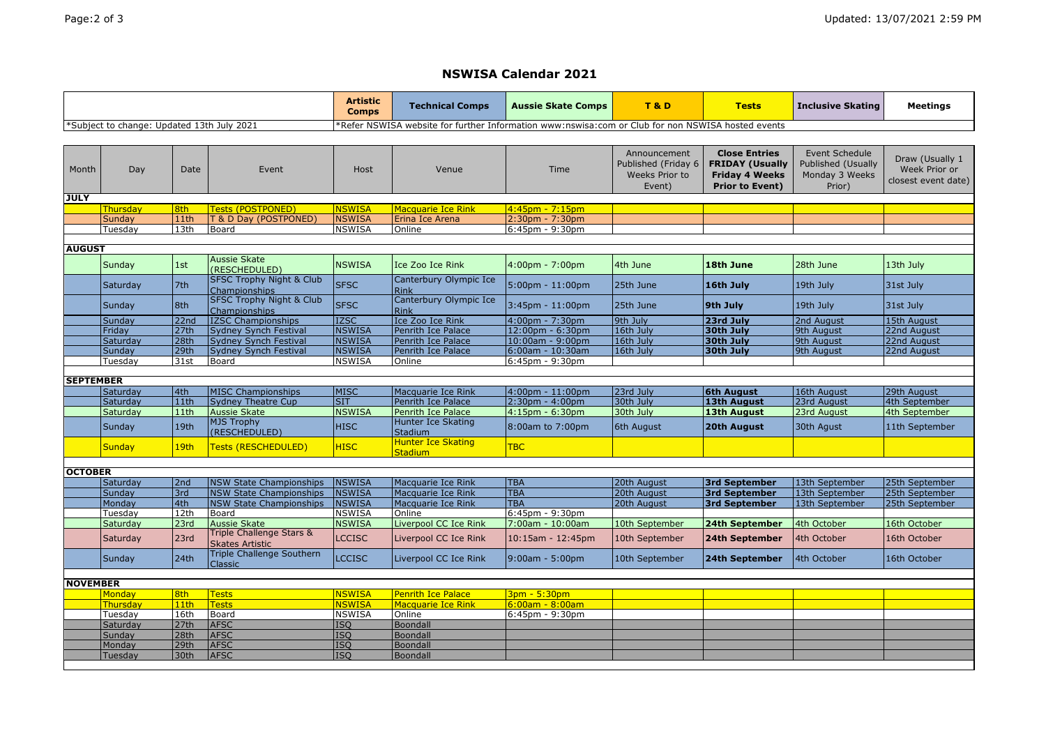# NSWISA Calendar 2021

| | Artistic Comps | Technical Comps | Aussie Skate Comps | T & D | Tests | Inclusive Skating | Meetings |
|---|---|---|---|---|---|---|---|
| *Subject to change: Updated 13th July 2021 | *Refer NSWISA website for further Information www:nswisa:com or Club for non NSWISA hosted events | | | | | | |

| Month | Day | Date | Event | Host | Venue | Time | Announcement Published (Friday 6 Weeks Prior to Event) | **Close Entries FRIDAY (Usually Friday 4 Weeks Prior to Event)** | Event Schedule Published (Usually Monday 3 Weeks Prior) | Draw (Usually 1 Week Prior or closest event date) |
|---|---|---|---|---|---|---|---|---|---|---|
| **JULY** | | | | | | | | | | |
| | Thursday | 8th | Tests (POSTPONED) | NSWISA | Macquarie Ice Rink | 4:45pm - 7:15pm | | | | |
| | Sunday | 11th | T & D Day (POSTPONED) | NSWISA | Erina Ice Arena | 2:30pm - 7:30pm | | | | |
| | Tuesday | 13th | Board | NSWISA | Online | 6:45pm - 9:30pm | | | | |
| **AUGUST** | | | | | | | | | | |
| | Sunday | 1st | Aussie Skate (RESCHEDULED) | NSWISA | Ice Zoo Ice Rink | 4:00pm - 7:00pm | 4th June | **18th June** | 28th June | 13th July |
| | Saturday | 7th | SFSC Trophy Night & Club Championships | SFSC | Canterbury Olympic Ice Rink | 5:00pm - 11:00pm | 25th June | **16th July** | 19th July | 31st July |
| | Sunday | 8th | SFSC Trophy Night & Club Championships | SFSC | Canterbury Olympic Ice Rink | 3:45pm - 11:00pm | 25th June | **9th July** | 19th July | 31st July |
| | Sunday | 22nd | IZSC Championships | IZSC | Ice Zoo Ice Rink | 4:00pm - 7:30pm | 9th July | **23rd July** | 2nd August | 15th August |
| | Friday | 27th | Sydney Synch Festival | NSWISA | Penrith Ice Palace | 12:00pm - 6:30pm | 16th July | **30th July** | 9th August | 22nd August |
| | Saturday | 28th | Sydney Synch Festival | NSWISA | Penrith Ice Palace | 10:00am - 9:00pm | 16th July | **30th July** | 9th August | 22nd August |
| | Sunday | 29th | Sydney Synch Festival | NSWISA | Penrith Ice Palace | 6:00am - 10:30am | 16th July | **30th July** | 9th August | 22nd August |
| | Tuesday | 31st | Board | NSWISA | Online | 6:45pm - 9:30pm | | | | |
| **SEPTEMBER** | | | | | | | | | | |
| | Saturday | 4th | MISC Championships | MISC | Macquarie Ice Rink | 4:00pm - 11:00pm | 23rd July | **6th August** | 16th August | 29th August |
| | Saturday | 11th | Sydney Theatre Cup | SIT | Penrith Ice Palace | 2:30pm - 4:00pm | 30th July | **13th August** | 23rd August | 4th September |
| | Saturday | 11th | Aussie Skate | NSWISA | Penrith Ice Palace | 4:15pm - 6:30pm | 30th July | **13th August** | 23rd August | 4th September |
| | Sunday | 19th | MJS Trophy (RESCHEDULED) | HISC | Hunter Ice Skating Stadium | 8:00am to 7:00pm | 6th August | **20th August** | 30th Agust | 11th September |
| | Sunday | 19th | Tests (RESCHEDULED) | HISC | Hunter Ice Skating Stadium | TBC | | | | |
| **OCTOBER** | | | | | | | | | | |
| | Saturday | 2nd | NSW State Championships | NSWISA | Macquarie Ice Rink | TBA | 20th August | **3rd September** | 13th September | 25th September |
| | Sunday | 3rd | NSW State Championships | NSWISA | Macquarie Ice Rink | TBA | 20th August | **3rd September** | 13th September | 25th September |
| | Monday | 4th | NSW State Championships | NSWISA | Macquarie Ice Rink | TBA | 20th August | **3rd September** | 13th September | 25th September |
| | Tuesday | 12th | Board | NSWISA | Online | 6:45pm - 9:30pm | | | | |
| | Saturday | 23rd | Aussie Skate | NSWISA | Liverpool CC Ice Rink | 7:00am - 10:00am | 10th September | **24th September** | 4th October | 16th October |
| | Saturday | 23rd | Triple Challenge Stars & Skates Artistic | LCCISC | Liverpool CC Ice Rink | 10:15am - 12:45pm | 10th September | **24th September** | 4th October | 16th October |
| | Sunday | 24th | Triple Challenge Southern Classic | LCCISC | Liverpool CC Ice Rink | 9:00am - 5:00pm | 10th September | **24th September** | 4th October | 16th October |
| **NOVEMBER** | | | | | | | | | | |
| | Monday | 8th | Tests | NSWISA | Penrith Ice Palace | 3pm - 5:30pm | | | | |
| | Thursday | 11th | Tests | NSWISA | Macquarie Ice Rink | 6:00am - 8:00am | | | | |
| | Tuesday | 16th | Board | NSWISA | Online | 6:45pm - 9:30pm | | | | |
| | Saturday | 27th | AFSC | ISQ | Boondall | | | | | |
| | Sunday | 28th | AFSC | ISQ | Boondall | | | | | |
| | Monday | 29th | AFSC | ISQ | Boondall | | | | | |
| | Tuesday | 30th | AFSC | ISQ | Boondall | | | | | |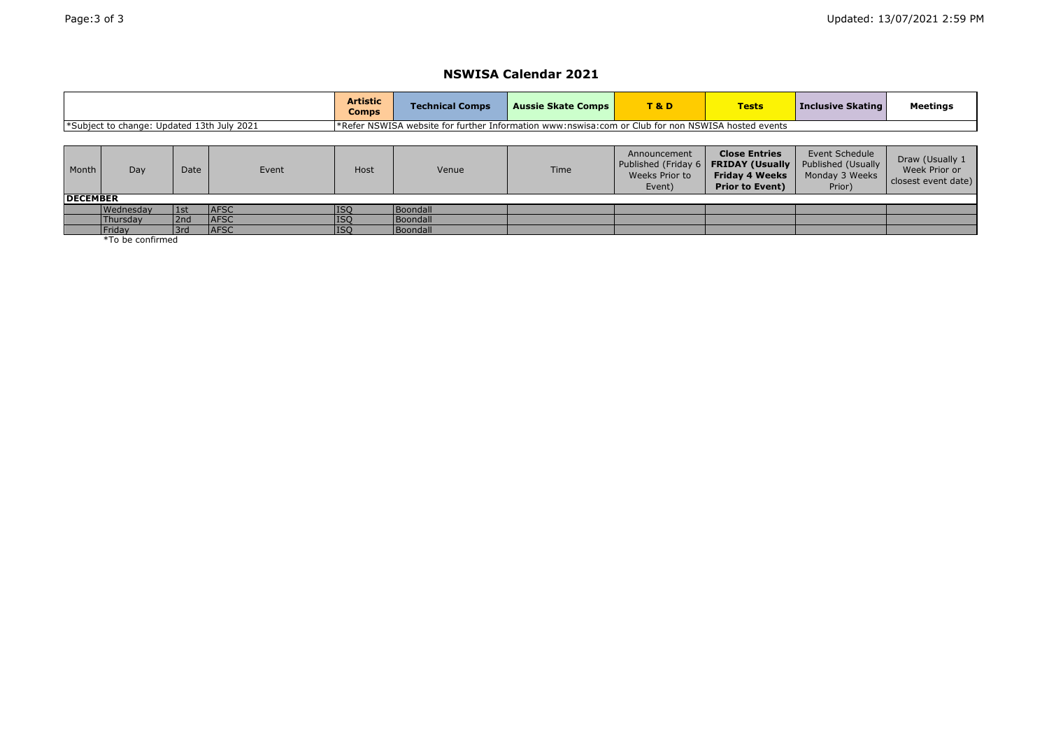# NSWISA Calendar 2021

| | Artistic Comps | Technical Comps | Aussie Skate Comps | T & D | Tests | Inclusive Skating | Meetings |
|---|---|---|---|---|---|---|---|
| *Subject to change: Updated 13th July 2021 | *Refer NSWISA website for further Information www:nswisa:com or Club for non NSWISA hosted events | | | | | | |

| Month | Day | Date | Event | Host | Venue | Time | Announcement Published (Friday 6 Weeks Prior to Event) | **Close Entries FRIDAY (Usually Friday 4 Weeks Prior to Event)** | Event Schedule Published (Usually Monday 3 Weeks Prior) | Draw (Usually 1 Week Prior or closest event date) |
|---|---|---|---|---|---|---|---|---|---|---|
| **DECEMBER** | | | | | | | | | | |
| | Wednesday | 1st | AFSC | ISQ | Boondall | | | | | |
| | Thursday | 2nd | AFSC | ISQ | Boondall | | | | | |
| | Friday | 3rd | AFSC | ISQ | Boondall | | | | | |

*To be confirmed